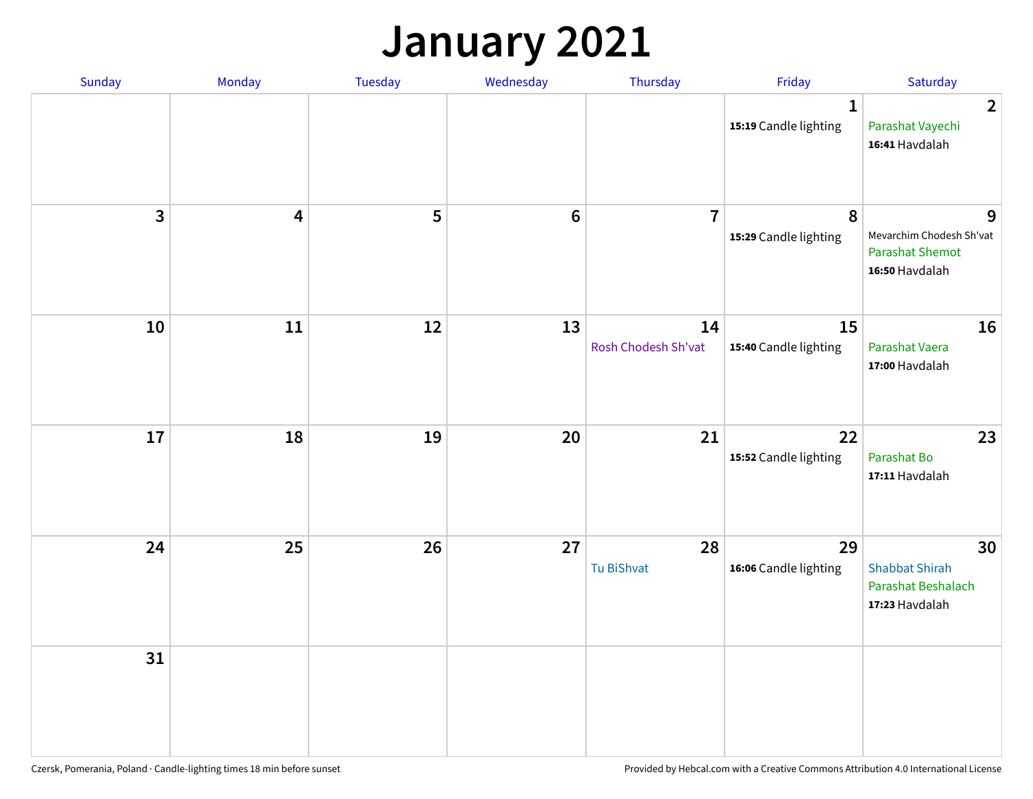# January 2021

| Sunday | Monday | Tuesday | Wednesday | Thursday | Friday | Saturday |
|---|---|---|---|---|---|---|
| | | | | | 1<br>**15:19** Candle lighting | 2<br>Parashat Vayechi<br>**16:41** Havdalah |
| 3 | 4 | 5 | 6 | 7 | 8<br>**15:29** Candle lighting | 9<br>Mevarchim Chodesh Sh'vat<br>Parashat Shemot<br>**16:50** Havdalah |
| 10 | 11 | 12 | 13 | 14<br>Rosh Chodesh Sh'vat | 15<br>**15:40** Candle lighting | 16<br>Parashat Vaera<br>**17:00** Havdalah |
| 17 | 18 | 19 | 20 | 21 | 22<br>**15:52** Candle lighting | 23<br>Parashat Bo<br>**17:11** Havdalah |
| 24 | 25 | 26 | 27 | 28<br>Tu BiShvat | 29<br>**16:06** Candle lighting | 30<br>Shabbat Shirah<br>Parashat Beshalach<br>**17:23** Havdalah |
| 31 | | | | | | |

Czersk, Pomerania, Poland · Candle-lighting times 18 min before sunset

Provided by Hebcal.com with a Creative Commons Attribution 4.0 International License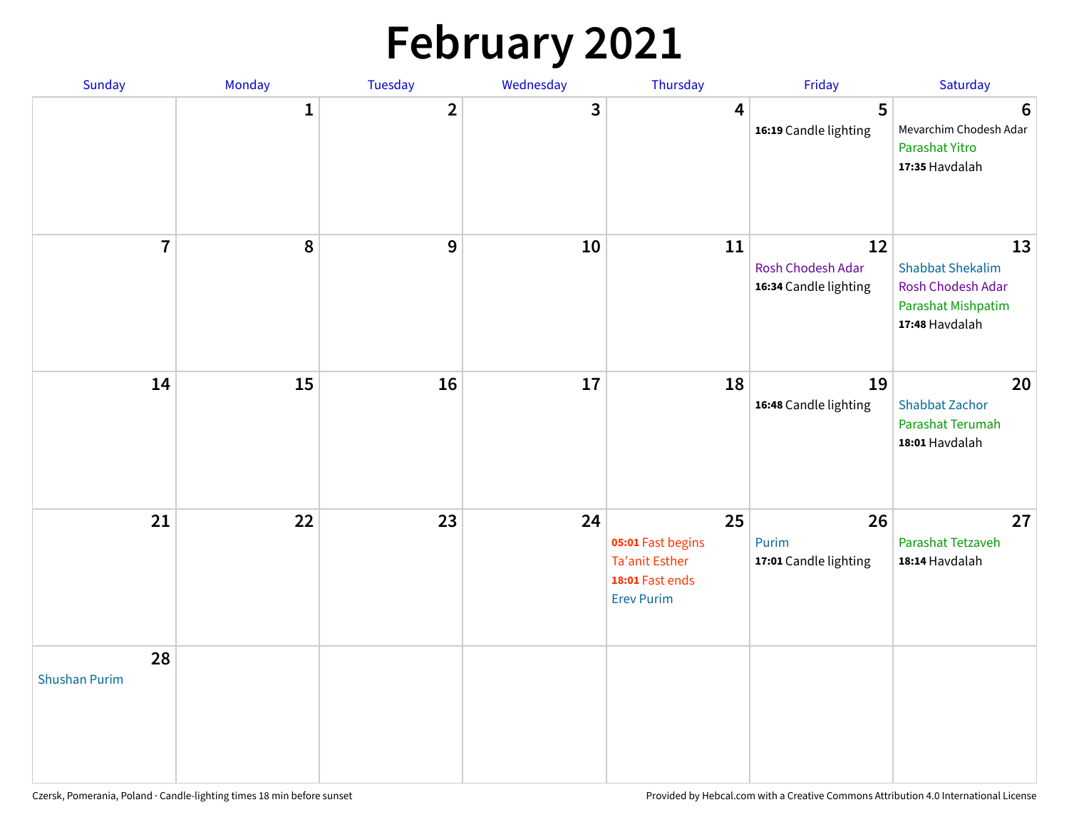# February 2021

| Sunday | Monday | Tuesday | Wednesday | Thursday | Friday | Saturday |
|---|---|---|---|---|---|---|
| | 1 | 2 | 3 | 4 | 5<br>**16:19** Candle lighting | 6<br>Mevarchim Chodesh Adar<br>Parashat Yitro<br>**17:35** Havdalah |
| 7 | 8 | 9 | 10 | 11 | 12<br>Rosh Chodesh Adar<br>**16:34** Candle lighting | 13<br>Shabbat Shekalim<br>Rosh Chodesh Adar<br>Parashat Mishpatim<br>**17:48** Havdalah |
| 14 | 15 | 16 | 17 | 18 | 19<br>**16:48** Candle lighting | 20<br>Shabbat Zachor<br>Parashat Terumah<br>**18:01** Havdalah |
| 21 | 22 | 23 | 24 | 25<br>**05:01** Fast begins<br>Ta'anit Esther<br>**18:01** Fast ends<br>Erev Purim | 26<br>Purim<br>**17:01** Candle lighting | 27<br>Parashat Tetzaveh<br>**18:14** Havdalah |
| 28<br>Shushan Purim | | | | | | |

Czersk, Pomerania, Poland · Candle-lighting times 18 min before sunset

Provided by Hebcal.com with a Creative Commons Attribution 4.0 International License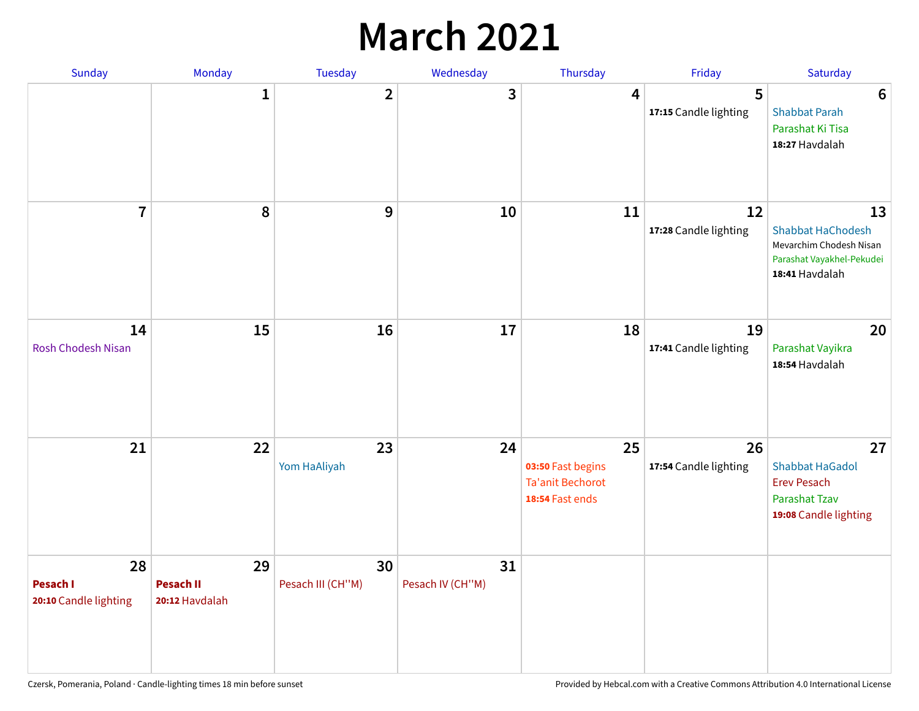# March 2021

| Sunday | Monday | Tuesday | Wednesday | Thursday | Friday | Saturday |
|---|---|---|---|---|---|---|
| | 1 | 2 | 3 | 4 | 5<br>**17:15** Candle lighting | 6<br>Shabbat Parah<br>Parashat Ki Tisa<br>**18:27** Havdalah |
| 7 | 8 | 9 | 10 | 11 | 12<br>**17:28** Candle lighting | 13<br>Shabbat HaChodesh<br>Mevarchim Chodesh Nisan<br>Parashat Vayakhel-Pekudei<br>**18:41** Havdalah |
| 14<br>Rosh Chodesh Nisan | 15 | 16 | 17 | 18 | 19<br>**17:41** Candle lighting | 20<br>Parashat Vayikra<br>**18:54** Havdalah |
| 21 | 22 | 23<br>Yom HaAliyah | 24 | 25<br>**03:50** Fast begins<br>Ta'anit Bechorot<br>**18:54** Fast ends | 26<br>**17:54** Candle lighting | 27<br>Shabbat HaGadol<br>Erev Pesach<br>Parashat Tzav<br>**19:08** Candle lighting |
| 28<br>**Pesach I**<br>**20:10** Candle lighting | 29<br>**Pesach II**<br>**20:12** Havdalah | 30<br>Pesach III (CH''M) | 31<br>Pesach IV (CH''M) | | | |

Czersk, Pomerania, Poland · Candle-lighting times 18 min before sunset

Provided by Hebcal.com with a Creative Commons Attribution 4.0 International License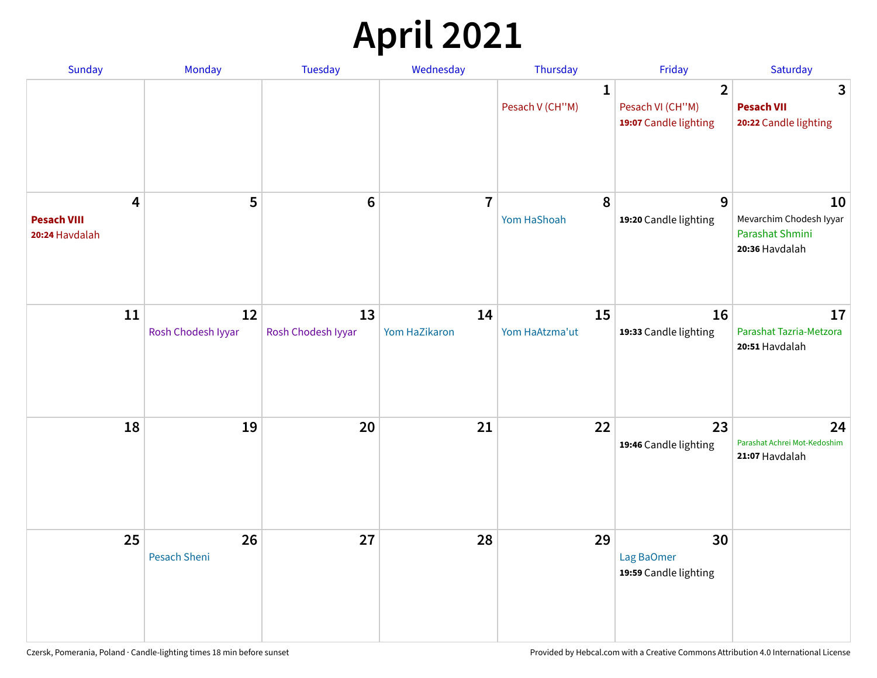# April 2021

| Sunday | Monday | Tuesday | Wednesday | Thursday | Friday | Saturday |
|---|---|---|---|---|---|---|
| | | | | **1** Pesach V (CH''M) | **2** Pesach VI (CH''M) **19:07** Candle lighting | **3** **Pesach VII** **20:22** Candle lighting |
| **4** **Pesach VIII** **20:24** Havdalah | **5** | **6** | **7** | **8** Yom HaShoah | **9** **19:20** Candle lighting | **10** Mevarchim Chodesh Iyyar Parashat Shmini **20:36** Havdalah |
| **11** | **12** Rosh Chodesh Iyyar | **13** Rosh Chodesh Iyyar | **14** Yom HaZikaron | **15** Yom HaAtzma'ut | **16** **19:33** Candle lighting | **17** Parashat Tazria-Metzora **20:51** Havdalah |
| **18** | **19** | **20** | **21** | **22** | **23** **19:46** Candle lighting | **24** Parashat Achrei Mot-Kedoshim **21:07** Havdalah |
| **25** | **26** Pesach Sheni | **27** | **28** | **29** | **30** Lag BaOmer **19:59** Candle lighting | |

Czersk, Pomerania, Poland · Candle-lighting times 18 min before sunset

Provided by Hebcal.com with a Creative Commons Attribution 4.0 International License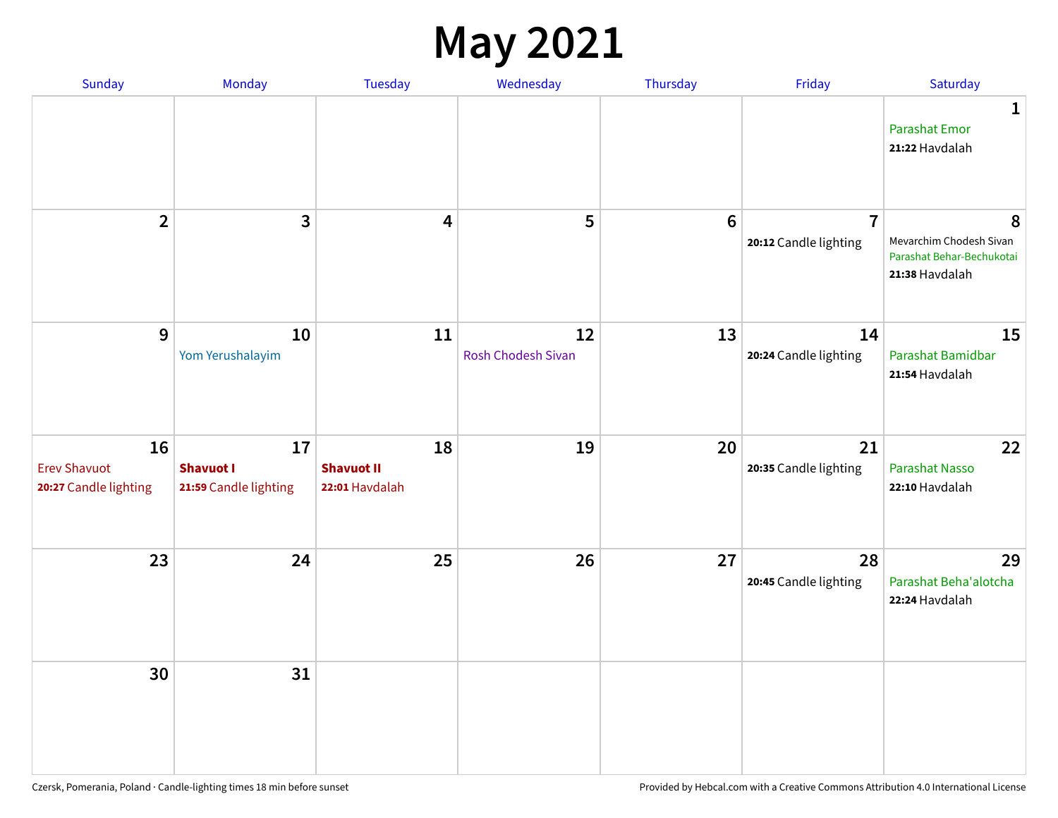# May 2021

| Sunday | Monday | Tuesday | Wednesday | Thursday | Friday | Saturday |
|---|---|---|---|---|---|---|
| | | | | | | 1<br>Parashat Emor<br>**21:22** Havdalah |
| 2 | 3 | 4 | 5 | 6 | 7<br>**20:12** Candle lighting | 8<br>Mevarchim Chodesh Sivan<br>Parashat Behar-Bechukotai<br>**21:38** Havdalah |
| 9 | 10<br>Yom Yerushalayim | 11 | 12<br>Rosh Chodesh Sivan | 13 | 14<br>**20:24** Candle lighting | 15<br>Parashat Bamidbar<br>**21:54** Havdalah |
| 16<br>Erev Shavuot<br>**20:27** Candle lighting | 17<br>**Shavuot I**<br>**21:59** Candle lighting | 18<br>**Shavuot II**<br>**22:01** Havdalah | 19 | 20 | 21<br>**20:35** Candle lighting | 22<br>Parashat Nasso<br>**22:10** Havdalah |
| 23 | 24 | 25 | 26 | 27 | 28<br>**20:45** Candle lighting | 29<br>Parashat Beha'alotcha<br>**22:24** Havdalah |
| 30 | 31 | | | | | |

Czersk, Pomerania, Poland · Candle-lighting times 18 min before sunset

Provided by Hebcal.com with a Creative Commons Attribution 4.0 International License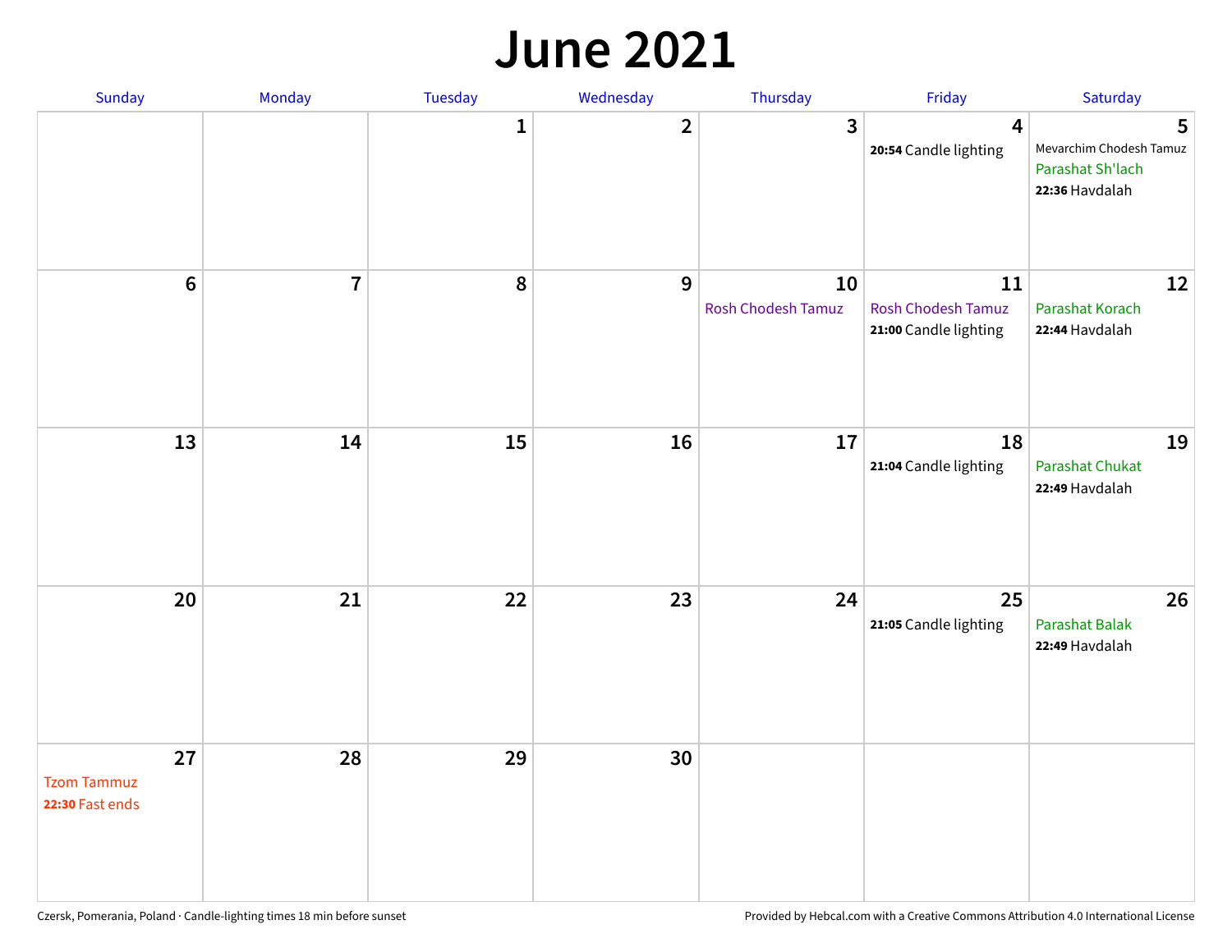# June 2021

| Sunday | Monday | Tuesday | Wednesday | Thursday | Friday | Saturday |
|---|---|---|---|---|---|---|
| | | 1 | 2 | 3 | 4<br>**20:54** Candle lighting | 5<br>Mevarchim Chodesh Tamuz<br>Parashat Sh'lach<br>**22:36** Havdalah |
| 6 | 7 | 8 | 9 | 10<br>Rosh Chodesh Tamuz | 11<br>Rosh Chodesh Tamuz<br>**21:00** Candle lighting | 12<br>Parashat Korach<br>**22:44** Havdalah |
| 13 | 14 | 15 | 16 | 17 | 18<br>**21:04** Candle lighting | 19<br>Parashat Chukat<br>**22:49** Havdalah |
| 20 | 21 | 22 | 23 | 24 | 25<br>**21:05** Candle lighting | 26<br>Parashat Balak<br>**22:49** Havdalah |
| 27<br>Tzom Tammuz<br>**22:30** Fast ends | 28 | 29 | 30 | | | |

Czersk, Pomerania, Poland · Candle-lighting times 18 min before sunset

Provided by Hebcal.com with a Creative Commons Attribution 4.0 International License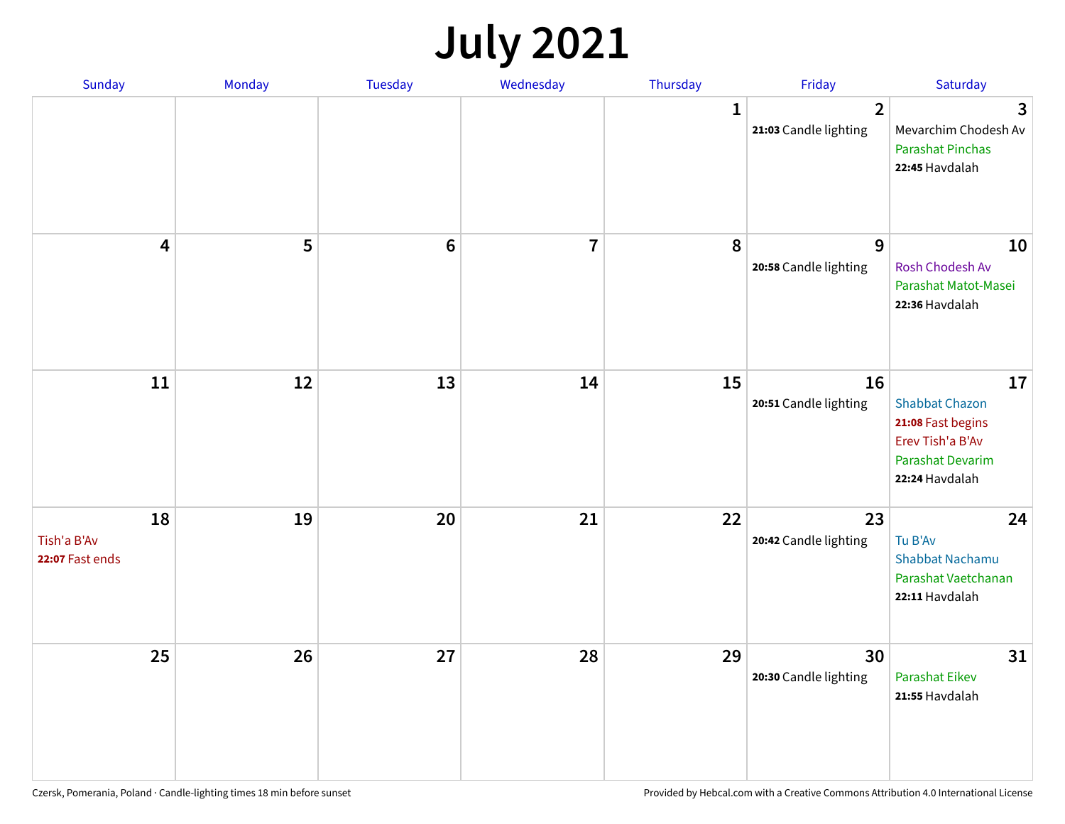# July 2021

| Sunday | Monday | Tuesday | Wednesday | Thursday | Friday | Saturday |
|---|---|---|---|---|---|---|
| | | | | 1 | 2<br>**21:03** Candle lighting | 3<br>Mevarchim Chodesh Av<br>Parashat Pinchas<br>**22:45** Havdalah |
| 4 | 5 | 6 | 7 | 8 | 9<br>**20:58** Candle lighting | 10<br>Rosh Chodesh Av<br>Parashat Matot-Masei<br>**22:36** Havdalah |
| 11 | 12 | 13 | 14 | 15 | 16<br>**20:51** Candle lighting | 17<br>Shabbat Chazon<br>**21:08** Fast begins<br>Erev Tish'a B'Av<br>Parashat Devarim<br>**22:24** Havdalah |
| 18<br>Tish'a B'Av<br>**22:07** Fast ends | 19 | 20 | 21 | 22 | 23<br>**20:42** Candle lighting | 24<br>Tu B'Av<br>Shabbat Nachamu<br>Parashat Vaetchanan<br>**22:11** Havdalah |
| 25 | 26 | 27 | 28 | 29 | 30<br>**20:30** Candle lighting | 31<br>Parashat Eikev<br>**21:55** Havdalah |

Czersk, Pomerania, Poland · Candle-lighting times 18 min before sunset

Provided by Hebcal.com with a Creative Commons Attribution 4.0 International License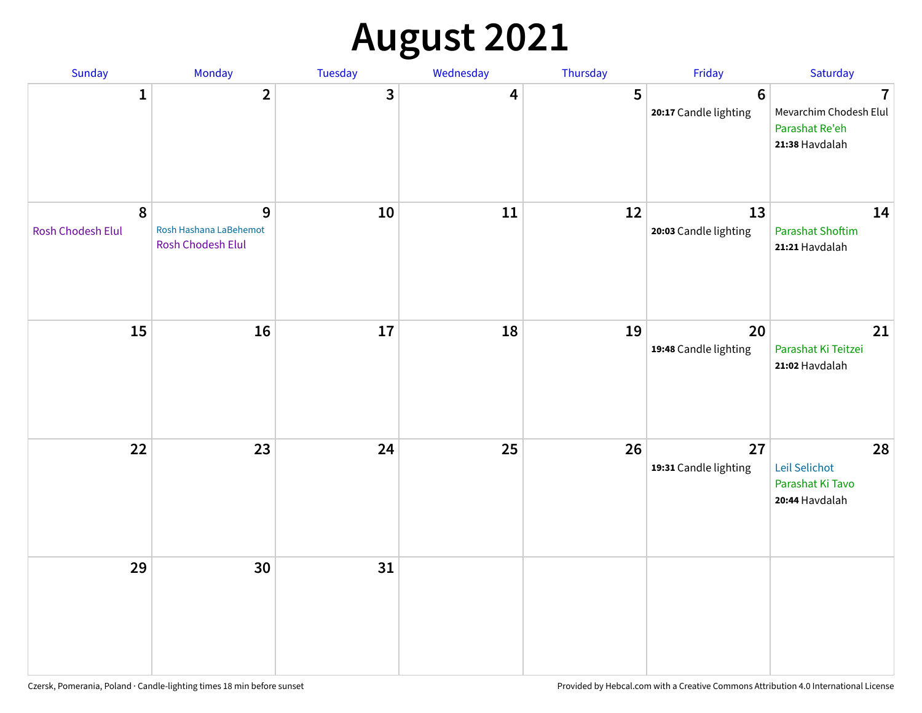# August 2021

| Sunday | Monday | Tuesday | Wednesday | Thursday | Friday | Saturday |
|---|---|---|---|---|---|---|
| 1 | 2 | 3 | 4 | 5 | 6<br>**20:17** Candle lighting | 7<br>Mevarchim Chodesh Elul<br>Parashat Re'eh<br>**21:38** Havdalah |
| 8<br>Rosh Chodesh Elul | 9<br>Rosh Hashana LaBehemot<br>Rosh Chodesh Elul | 10 | 11 | 12 | 13<br>**20:03** Candle lighting | 14<br>Parashat Shoftim<br>**21:21** Havdalah |
| 15 | 16 | 17 | 18 | 19 | 20<br>**19:48** Candle lighting | 21<br>Parashat Ki Teitzei<br>**21:02** Havdalah |
| 22 | 23 | 24 | 25 | 26 | 27<br>**19:31** Candle lighting | 28<br>Leil Selichot<br>Parashat Ki Tavo<br>**20:44** Havdalah |
| 29 | 30 | 31 | | | | |

Czersk, Pomerania, Poland · Candle-lighting times 18 min before sunset

Provided by Hebcal.com with a Creative Commons Attribution 4.0 International License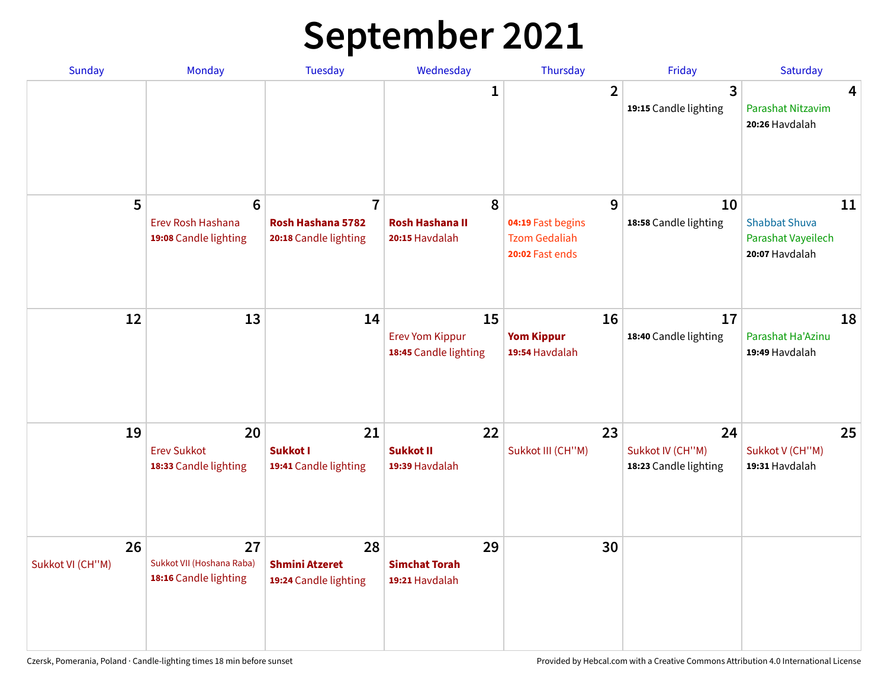# September 2021

| Sunday | Monday | Tuesday | Wednesday | Thursday | Friday | Saturday |
|---|---|---|---|---|---|---|
| | | | 1 | 2 | 3<br>**19:15** Candle lighting | 4<br>Parashat Nitzavim<br>**20:26** Havdalah |
| 5 | 6<br>Erev Rosh Hashana<br>**19:08** Candle lighting | 7<br>**Rosh Hashana 5782**<br>**20:18** Candle lighting | 8<br>**Rosh Hashana II**<br>**20:15** Havdalah | 9<br>**04:19** Fast begins<br>Tzom Gedaliah<br>**20:02** Fast ends | 10<br>**18:58** Candle lighting | 11<br>Shabbat Shuva<br>Parashat Vayeilech<br>**20:07** Havdalah |
| 12 | 13 | 14 | 15<br>Erev Yom Kippur<br>**18:45** Candle lighting | 16<br>**Yom Kippur**<br>**19:54** Havdalah | 17<br>**18:40** Candle lighting | 18<br>Parashat Ha'Azinu<br>**19:49** Havdalah |
| 19 | 20<br>Erev Sukkot<br>**18:33** Candle lighting | 21<br>**Sukkot I**<br>**19:41** Candle lighting | 22<br>**Sukkot II**<br>**19:39** Havdalah | 23<br>Sukkot III (CH''M) | 24<br>Sukkot IV (CH''M)<br>**18:23** Candle lighting | 25<br>Sukkot V (CH''M)<br>**19:31** Havdalah |
| 26<br>Sukkot VI (CH''M) | 27<br>Sukkot VII (Hoshana Raba)<br>**18:16** Candle lighting | 28<br>**Shmini Atzeret**<br>**19:24** Candle lighting | 29<br>**Simchat Torah**<br>**19:21** Havdalah | 30 | | |

Czersk, Pomerania, Poland · Candle-lighting times 18 min before sunset

Provided by Hebcal.com with a Creative Commons Attribution 4.0 International License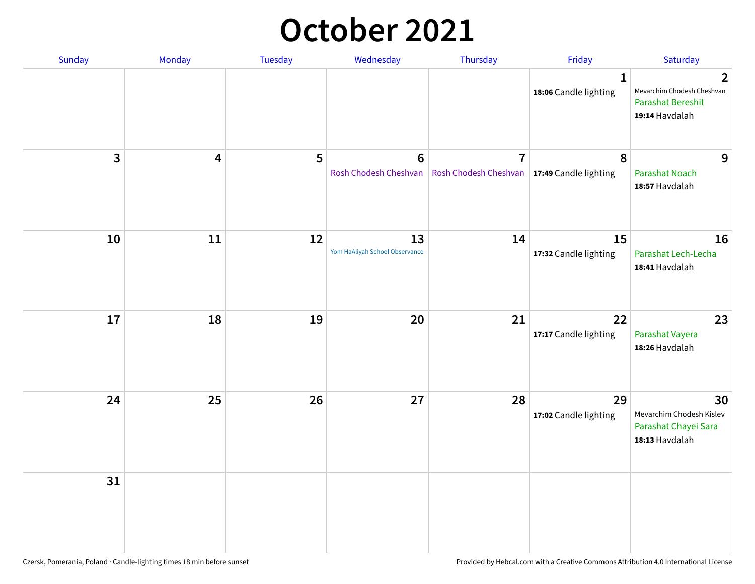# October 2021

| Sunday | Monday | Tuesday | Wednesday | Thursday | Friday | Saturday |
|---|---|---|---|---|---|---|
| | | | | | 1<br>**18:06** Candle lighting | 2<br>Mevarchim Chodesh Cheshvan<br>Parashat Bereshit<br>**19:14** Havdalah |
| 3 | 4 | 5 | 6<br>Rosh Chodesh Cheshvan | 7<br>Rosh Chodesh Cheshvan | 8<br>**17:49** Candle lighting | 9<br>Parashat Noach<br>**18:57** Havdalah |
| 10 | 11 | 12 | 13<br>Yom HaAliyah School Observance | 14 | 15<br>**17:32** Candle lighting | 16<br>Parashat Lech-Lecha<br>**18:41** Havdalah |
| 17 | 18 | 19 | 20 | 21 | 22<br>**17:17** Candle lighting | 23<br>Parashat Vayera<br>**18:26** Havdalah |
| 24 | 25 | 26 | 27 | 28 | 29<br>**17:02** Candle lighting | 30<br>Mevarchim Chodesh Kislev<br>Parashat Chayei Sara<br>**18:13** Havdalah |
| 31 | | | | | | |

Czersk, Pomerania, Poland · Candle-lighting times 18 min before sunset

Provided by Hebcal.com with a Creative Commons Attribution 4.0 International License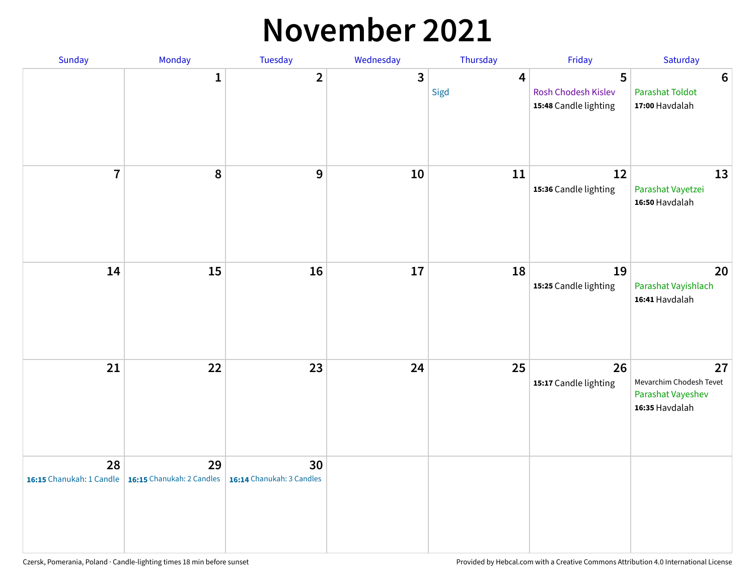# November 2021

| Sunday | Monday | Tuesday | Wednesday | Thursday | Friday | Saturday |
|---|---|---|---|---|---|---|
| | 1 | 2 | 3 | 4<br>Sigd | 5<br>Rosh Chodesh Kislev<br>**15:48** Candle lighting | 6<br>Parashat Toldot<br>**17:00** Havdalah |
| 7 | 8 | 9 | 10 | 11 | 12<br>**15:36** Candle lighting | 13<br>Parashat Vayetzei<br>**16:50** Havdalah |
| 14 | 15 | 16 | 17 | 18 | 19<br>**15:25** Candle lighting | 20<br>Parashat Vayishlach<br>**16:41** Havdalah |
| 21 | 22 | 23 | 24 | 25 | 26<br>**15:17** Candle lighting | 27<br>Mevarchim Chodesh Tevet<br>Parashat Vayeshev<br>**16:35** Havdalah |
| 28<br>**16:15** Chanukah: 1 Candle | 29<br>**16:15** Chanukah: 2 Candles | 30<br>**16:14** Chanukah: 3 Candles | | | | |

Czersk, Pomerania, Poland · Candle-lighting times 18 min before sunset

Provided by Hebcal.com with a Creative Commons Attribution 4.0 International License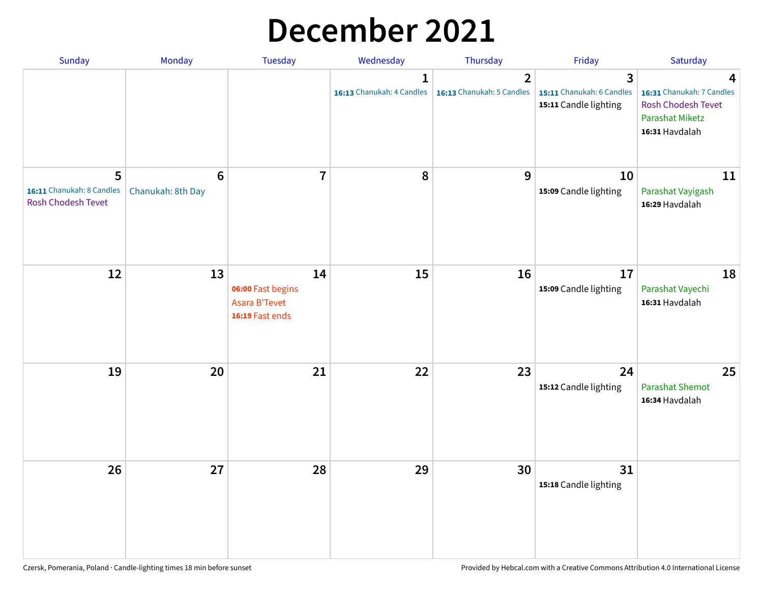# December 2021

| Sunday | Monday | Tuesday | Wednesday | Thursday | Friday | Saturday |
|---|---|---|---|---|---|---|
| | | | 1<br>**16:13** Chanukah: 4 Candles | 2<br>**16:13** Chanukah: 5 Candles | 3<br>**15:11** Chanukah: 6 Candles<br>**15:11** Candle lighting | 4<br>**16:31** Chanukah: 7 Candles<br>Rosh Chodesh Tevet<br>Parashat Miketz<br>**16:31** Havdalah |
| 5<br>**16:11** Chanukah: 8 Candles<br>Rosh Chodesh Tevet | 6<br>Chanukah: 8th Day | 7 | 8 | 9 | 10<br>**15:09** Candle lighting | 11<br>Parashat Vayigash<br>**16:29** Havdalah |
| 12 | 13 | 14<br>**06:00** Fast begins<br>Asara B'Tevet<br>**16:19** Fast ends | 15 | 16 | 17<br>**15:09** Candle lighting | 18<br>Parashat Vayechi<br>**16:31** Havdalah |
| 19 | 20 | 21 | 22 | 23 | 24<br>**15:12** Candle lighting | 25<br>Parashat Shemot<br>**16:34** Havdalah |
| 26 | 27 | 28 | 29 | 30 | 31<br>**15:18** Candle lighting | |

Czersk, Pomerania, Poland · Candle-lighting times 18 min before sunset

Provided by Hebcal.com with a Creative Commons Attribution 4.0 International License